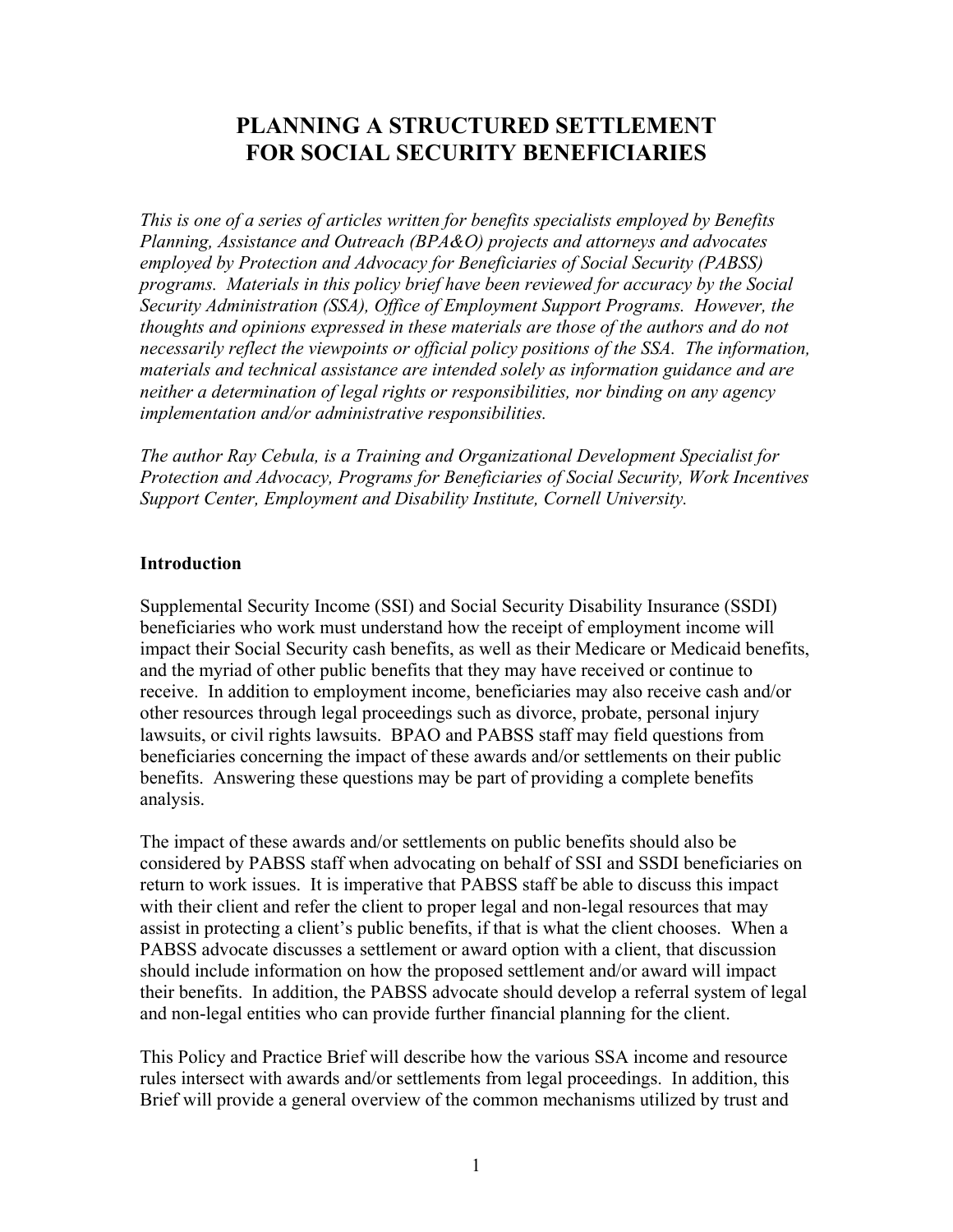# PLANNING A STRUCTURED SETTLEMENT FOR SOCIAL SECURITY BENEFICIARIES

*This is one of a series of articles written for benefits specialists employed by Benefits Planning, Assistance and Outreach (BPA&O) projects and attorneys and advocates employed by Protection and Advocacy for Beneficiaries of Social Security (PABSS) programs. Materials in this policy brief have been reviewed for accuracy by the Social Security Administration (SSA), Office of Employment Support Programs. However, the thoughts and opinions expressed in these materials are those of the authors and do not necessarily reflect the viewpoints or official policy positions of the SSA. The information, materials and technical assistance are intended solely as information guidance and are neither a determination of legal rights or responsibilities, nor binding on any agency implementation and/or administrative responsibilities.*

*The author Ray Cebula, is a Training and Organizational Development Specialist for Protection and Advocacy, Programs for Beneficiaries of Social Security, Work Incentives Support Center, Employment and Disability Institute, Cornell University.*

## Introduction

Supplemental Security Income (SSI) and Social Security Disability Insurance (SSDI) beneficiaries who work must understand how the receipt of employment income will impact their Social Security cash benefits, as well as their Medicare or Medicaid benefits, and the myriad of other public benefits that they may have received or continue to receive. In addition to employment income, beneficiaries may also receive cash and/or other resources through legal proceedings such as divorce, probate, personal injury lawsuits, or civil rights lawsuits. BPAO and PABSS staff may field questions from beneficiaries concerning the impact of these awards and/or settlements on their public benefits. Answering these questions may be part of providing a complete benefits analysis.

The impact of these awards and/or settlements on public benefits should also be considered by PABSS staff when advocating on behalf of SSI and SSDI beneficiaries on return to work issues. It is imperative that PABSS staff be able to discuss this impact with their client and refer the client to proper legal and non-legal resources that may assist in protecting a client's public benefits, if that is what the client chooses. When a PABSS advocate discusses a settlement or award option with a client, that discussion should include information on how the proposed settlement and/or award will impact their benefits. In addition, the PABSS advocate should develop a referral system of legal and non-legal entities who can provide further financial planning for the client.

This Policy and Practice Brief will describe how the various SSA income and resource rules intersect with awards and/or settlements from legal proceedings. In addition, this Brief will provide a general overview of the common mechanisms utilized by trust and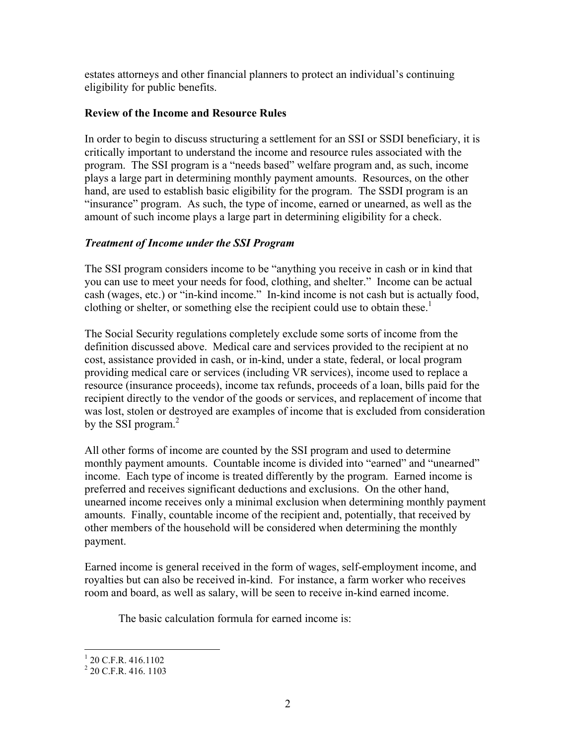estates attorneys and other financial planners to protect an individual's continuing eligibility for public benefits.

**Review of the Income and Resource Rules**

In order to begin to discuss structuring a settlement for an SSI or SSDI beneficiary, it is critically important to understand the income and resource rules associated with the program. The SSI program is a "needs based" welfare program and, as such, income plays a large part in determining monthly payment amounts. Resources, on the other hand, are used to establish basic eligibility for the program. The SSDI program is an "insurance" program. As such, the type of income, earned or unearned, as well as the amount of such income plays a large part in determining eligibility for a check.

***Treatment of Income under the SSI Program***

The SSI program considers income to be "anything you receive in cash or in kind that you can use to meet your needs for food, clothing, and shelter." Income can be actual cash (wages, etc.) or "in-kind income." In-kind income is not cash but is actually food, clothing or shelter, or something else the recipient could use to obtain these.[1]

The Social Security regulations completely exclude some sorts of income from the definition discussed above. Medical care and services provided to the recipient at no cost, assistance provided in cash, or in-kind, under a state, federal, or local program providing medical care or services (including VR services), income used to replace a resource (insurance proceeds), income tax refunds, proceeds of a loan, bills paid for the recipient directly to the vendor of the goods or services, and replacement of income that was lost, stolen or destroyed are examples of income that is excluded from consideration by the SSI program.[2]

All other forms of income are counted by the SSI program and used to determine monthly payment amounts. Countable income is divided into "earned" and "unearned" income. Each type of income is treated differently by the program. Earned income is preferred and receives significant deductions and exclusions. On the other hand, unearned income receives only a minimal exclusion when determining monthly payment amounts. Finally, countable income of the recipient and, potentially, that received by other members of the household will be considered when determining the monthly payment.

Earned income is general received in the form of wages, self-employment income, and royalties but can also be received in-kind. For instance, a farm worker who receives room and board, as well as salary, will be seen to receive in-kind earned income.

The basic calculation formula for earned income is:

---

[1] 20 C.F.R. 416.1102

[2] 20 C.F.R. 416. 1103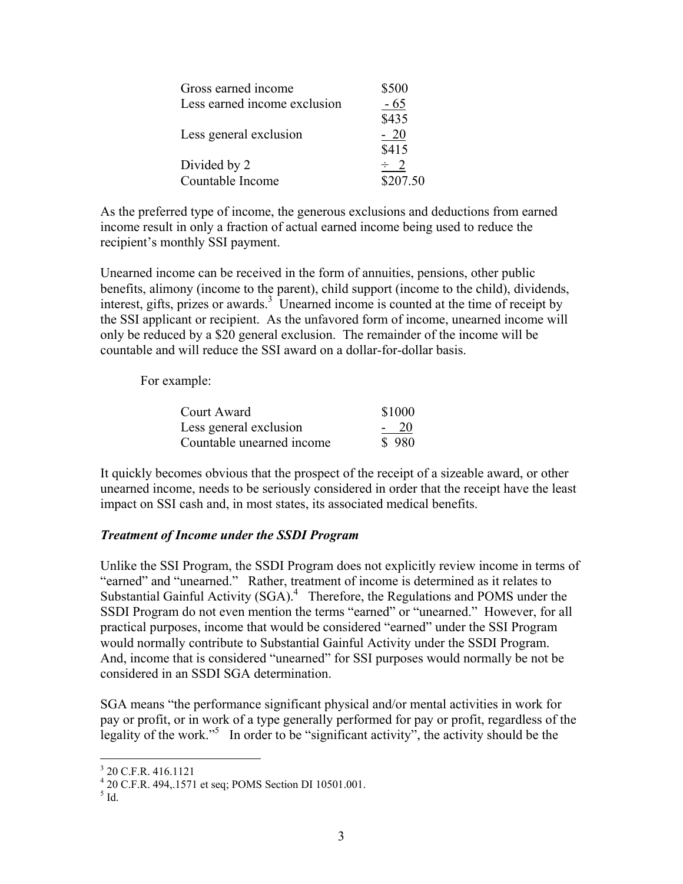| | |
|---|---|
| Gross earned income | \$500 |
| Less earned income exclusion | - 65 |
| | \$435 |
| Less general exclusion | - 20 |
| | \$415 |
| Divided by 2 | ÷ 2 |
| Countable Income | \$207.50 |

As the preferred type of income, the generous exclusions and deductions from earned income result in only a fraction of actual earned income being used to reduce the recipient's monthly SSI payment.

Unearned income can be received in the form of annuities, pensions, other public benefits, alimony (income to the parent), child support (income to the child), dividends, interest, gifts, prizes or awards.[3] Unearned income is counted at the time of receipt by the SSI applicant or recipient. As the unfavored form of income, unearned income will only be reduced by a \$20 general exclusion. The remainder of the income will be countable and will reduce the SSI award on a dollar-for-dollar basis.

For example:

| | |
|---|---|
| Court Award | \$1000 |
| Less general exclusion | - 20 |
| Countable unearned income | \$ 980 |

It quickly becomes obvious that the prospect of the receipt of a sizeable award, or other unearned income, needs to be seriously considered in order that the receipt have the least impact on SSI cash and, in most states, its associated medical benefits.

### *Treatment of Income under the SSDI Program*

Unlike the SSI Program, the SSDI Program does not explicitly review income in terms of "earned" and "unearned." Rather, treatment of income is determined as it relates to Substantial Gainful Activity (SGA).[4] Therefore, the Regulations and POMS under the SSDI Program do not even mention the terms "earned" or "unearned." However, for all practical purposes, income that would be considered "earned" under the SSI Program would normally contribute to Substantial Gainful Activity under the SSDI Program. And, income that is considered "unearned" for SSI purposes would normally be not be considered in an SSDI SGA determination.

SGA means "the performance significant physical and/or mental activities in work for pay or profit, or in work of a type generally performed for pay or profit, regardless of the legality of the work."[5] In order to be "significant activity", the activity should be the

---

[3] 20 C.F.R. 416.1121

[4] 20 C.F.R. 494,.1571 et seq; POMS Section DI 10501.001.

[5] Id.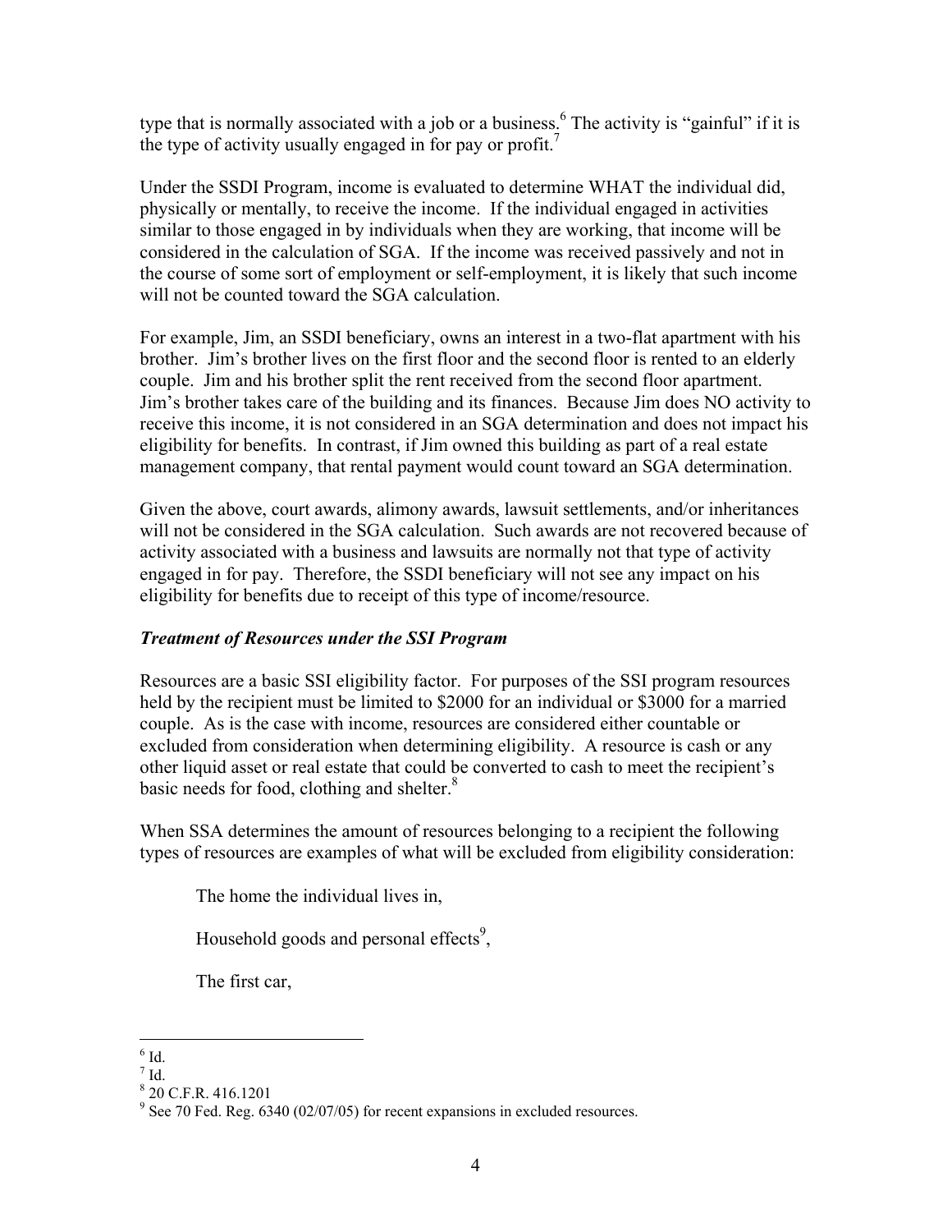type that is normally associated with a job or a business.[6] The activity is "gainful" if it is the type of activity usually engaged in for pay or profit.[7]

Under the SSDI Program, income is evaluated to determine WHAT the individual did, physically or mentally, to receive the income. If the individual engaged in activities similar to those engaged in by individuals when they are working, that income will be considered in the calculation of SGA. If the income was received passively and not in the course of some sort of employment or self-employment, it is likely that such income will not be counted toward the SGA calculation.

For example, Jim, an SSDI beneficiary, owns an interest in a two-flat apartment with his brother. Jim's brother lives on the first floor and the second floor is rented to an elderly couple. Jim and his brother split the rent received from the second floor apartment. Jim's brother takes care of the building and its finances. Because Jim does NO activity to receive this income, it is not considered in an SGA determination and does not impact his eligibility for benefits. In contrast, if Jim owned this building as part of a real estate management company, that rental payment would count toward an SGA determination.

Given the above, court awards, alimony awards, lawsuit settlements, and/or inheritances will not be considered in the SGA calculation. Such awards are not recovered because of activity associated with a business and lawsuits are normally not that type of activity engaged in for pay. Therefore, the SSDI beneficiary will not see any impact on his eligibility for benefits due to receipt of this type of income/resource.

### *Treatment of Resources under the SSI Program*

Resources are a basic SSI eligibility factor. For purposes of the SSI program resources held by the recipient must be limited to $2000 for an individual or $3000 for a married couple. As is the case with income, resources are considered either countable or excluded from consideration when determining eligibility. A resource is cash or any other liquid asset or real estate that could be converted to cash to meet the recipient's basic needs for food, clothing and shelter.[8]

When SSA determines the amount of resources belonging to a recipient the following types of resources are examples of what will be excluded from eligibility consideration:

The home the individual lives in,

Household goods and personal effects[9],

The first car,

---

[6] Id.
[7] Id.
[8] 20 C.F.R. 416.1201
[9] See 70 Fed. Reg. 6340 (02/07/05) for recent expansions in excluded resources.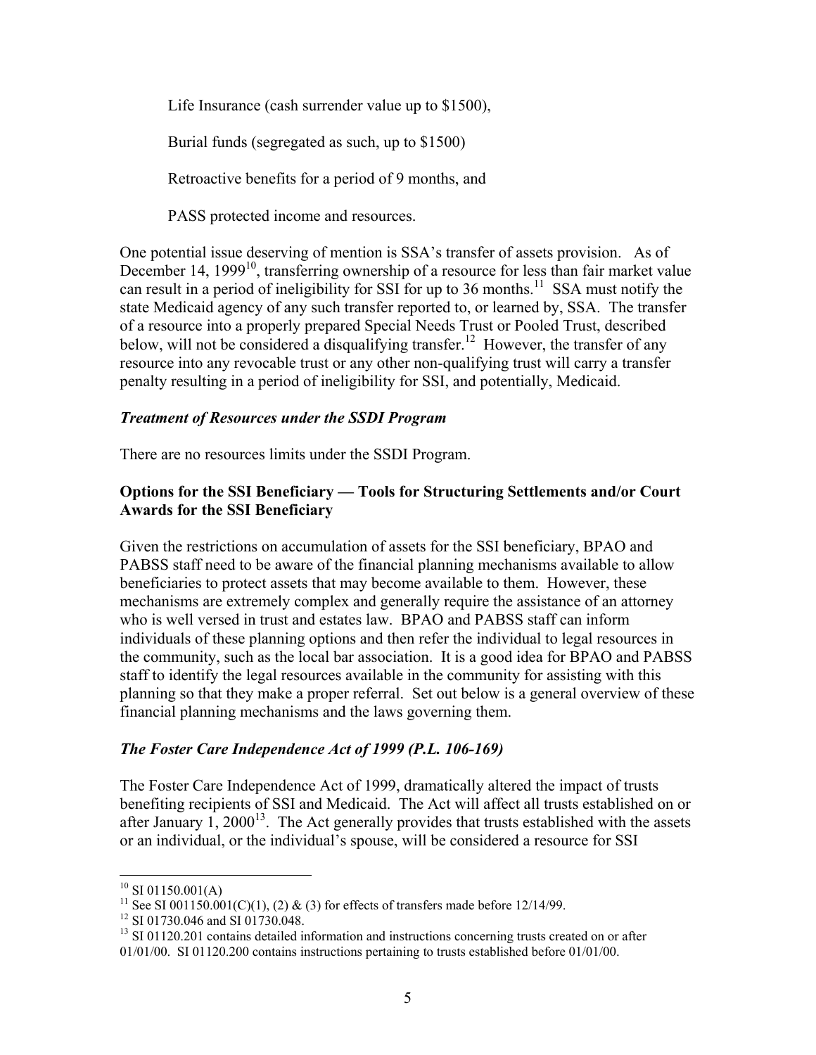Life Insurance (cash surrender value up to $1500),

Burial funds (segregated as such, up to $1500)

Retroactive benefits for a period of 9 months, and

PASS protected income and resources.

One potential issue deserving of mention is SSA's transfer of assets provision. As of December 14, 1999[10], transferring ownership of a resource for less than fair market value can result in a period of ineligibility for SSI for up to 36 months.[11] SSA must notify the state Medicaid agency of any such transfer reported to, or learned by, SSA. The transfer of a resource into a properly prepared Special Needs Trust or Pooled Trust, described below, will not be considered a disqualifying transfer.[12] However, the transfer of any resource into any revocable trust or any other non-qualifying trust will carry a transfer penalty resulting in a period of ineligibility for SSI, and potentially, Medicaid.

### *Treatment of Resources under the SSDI Program*

There are no resources limits under the SSDI Program.

## Options for the SSI Beneficiary — Tools for Structuring Settlements and/or Court Awards for the SSI Beneficiary

Given the restrictions on accumulation of assets for the SSI beneficiary, BPAO and PABSS staff need to be aware of the financial planning mechanisms available to allow beneficiaries to protect assets that may become available to them. However, these mechanisms are extremely complex and generally require the assistance of an attorney who is well versed in trust and estates law. BPAO and PABSS staff can inform individuals of these planning options and then refer the individual to legal resources in the community, such as the local bar association. It is a good idea for BPAO and PABSS staff to identify the legal resources available in the community for assisting with this planning so that they make a proper referral. Set out below is a general overview of these financial planning mechanisms and the laws governing them.

### *The Foster Care Independence Act of 1999 (P.L. 106-169)*

The Foster Care Independence Act of 1999, dramatically altered the impact of trusts benefiting recipients of SSI and Medicaid. The Act will affect all trusts established on or after January 1, 2000[13]. The Act generally provides that trusts established with the assets or an individual, or the individual's spouse, will be considered a resource for SSI

---

[10] SI 01150.001(A)

[11] See SI 001150.001(C)(1), (2) & (3) for effects of transfers made before 12/14/99.

[12] SI 01730.046 and SI 01730.048.

[13] SI 01120.201 contains detailed information and instructions concerning trusts created on or after 01/01/00. SI 01120.200 contains instructions pertaining to trusts established before 01/01/00.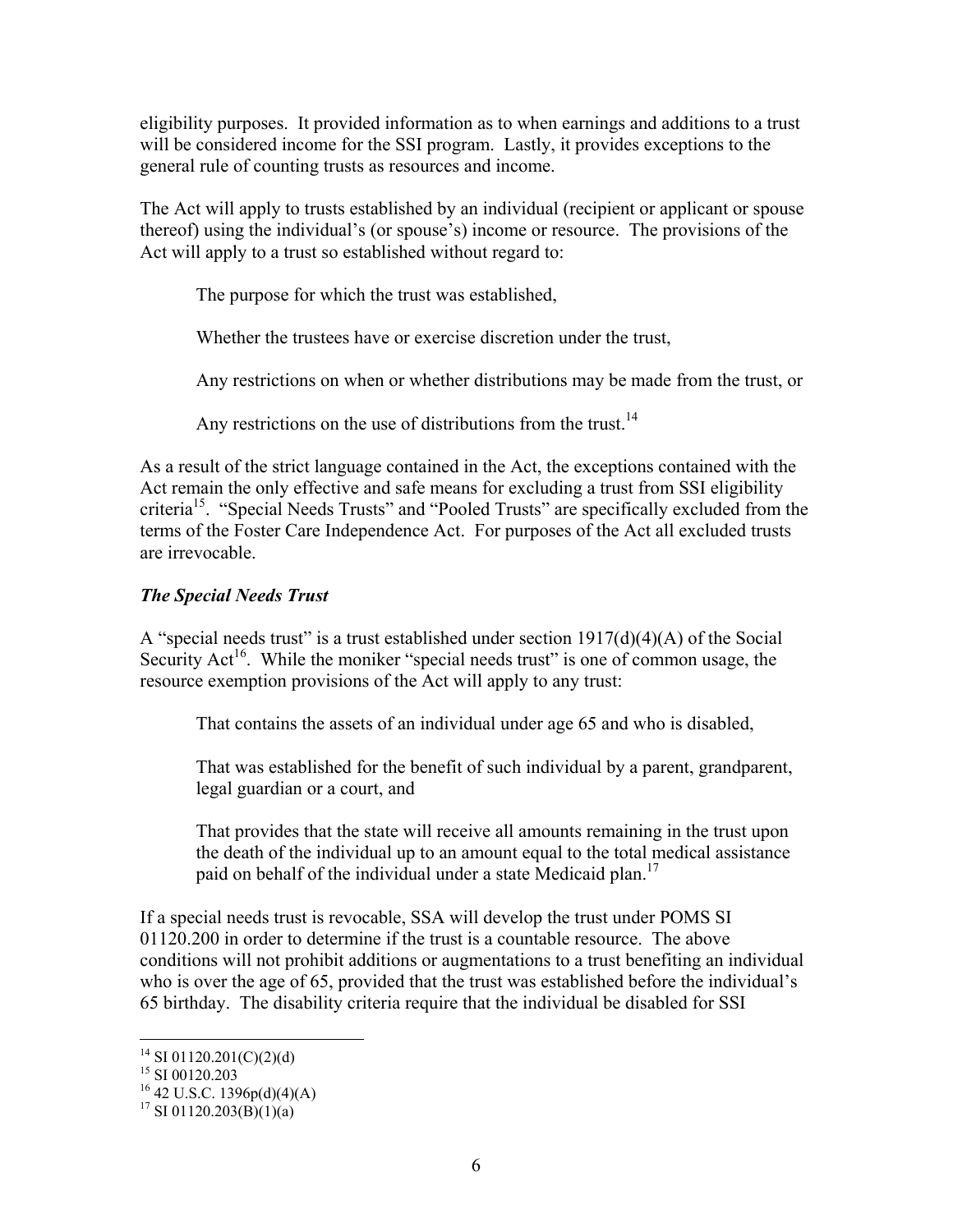eligibility purposes. It provided information as to when earnings and additions to a trust will be considered income for the SSI program. Lastly, it provides exceptions to the general rule of counting trusts as resources and income.

The Act will apply to trusts established by an individual (recipient or applicant or spouse thereof) using the individual's (or spouse's) income or resource. The provisions of the Act will apply to a trust so established without regard to:

> The purpose for which the trust was established,
>
> Whether the trustees have or exercise discretion under the trust,
>
> Any restrictions on when or whether distributions may be made from the trust, or
>
> Any restrictions on the use of distributions from the trust.[14]

As a result of the strict language contained in the Act, the exceptions contained with the Act remain the only effective and safe means for excluding a trust from SSI eligibility criteria[15]. "Special Needs Trusts" and "Pooled Trusts" are specifically excluded from the terms of the Foster Care Independence Act. For purposes of the Act all excluded trusts are irrevocable.

### *The Special Needs Trust*

A "special needs trust" is a trust established under section 1917(d)(4)(A) of the Social Security Act[16]. While the moniker "special needs trust" is one of common usage, the resource exemption provisions of the Act will apply to any trust:

> That contains the assets of an individual under age 65 and who is disabled,
>
> That was established for the benefit of such individual by a parent, grandparent, legal guardian or a court, and
>
> That provides that the state will receive all amounts remaining in the trust upon the death of the individual up to an amount equal to the total medical assistance paid on behalf of the individual under a state Medicaid plan.[17]

If a special needs trust is revocable, SSA will develop the trust under POMS SI 01120.200 in order to determine if the trust is a countable resource. The above conditions will not prohibit additions or augmentations to a trust benefiting an individual who is over the age of 65, provided that the trust was established before the individual's 65 birthday. The disability criteria require that the individual be disabled for SSI

---

[14] SI 01120.201(C)(2)(d)

[15] SI 00120.203

[16] 42 U.S.C. 1396p(d)(4)(A)

[17] SI 01120.203(B)(1)(a)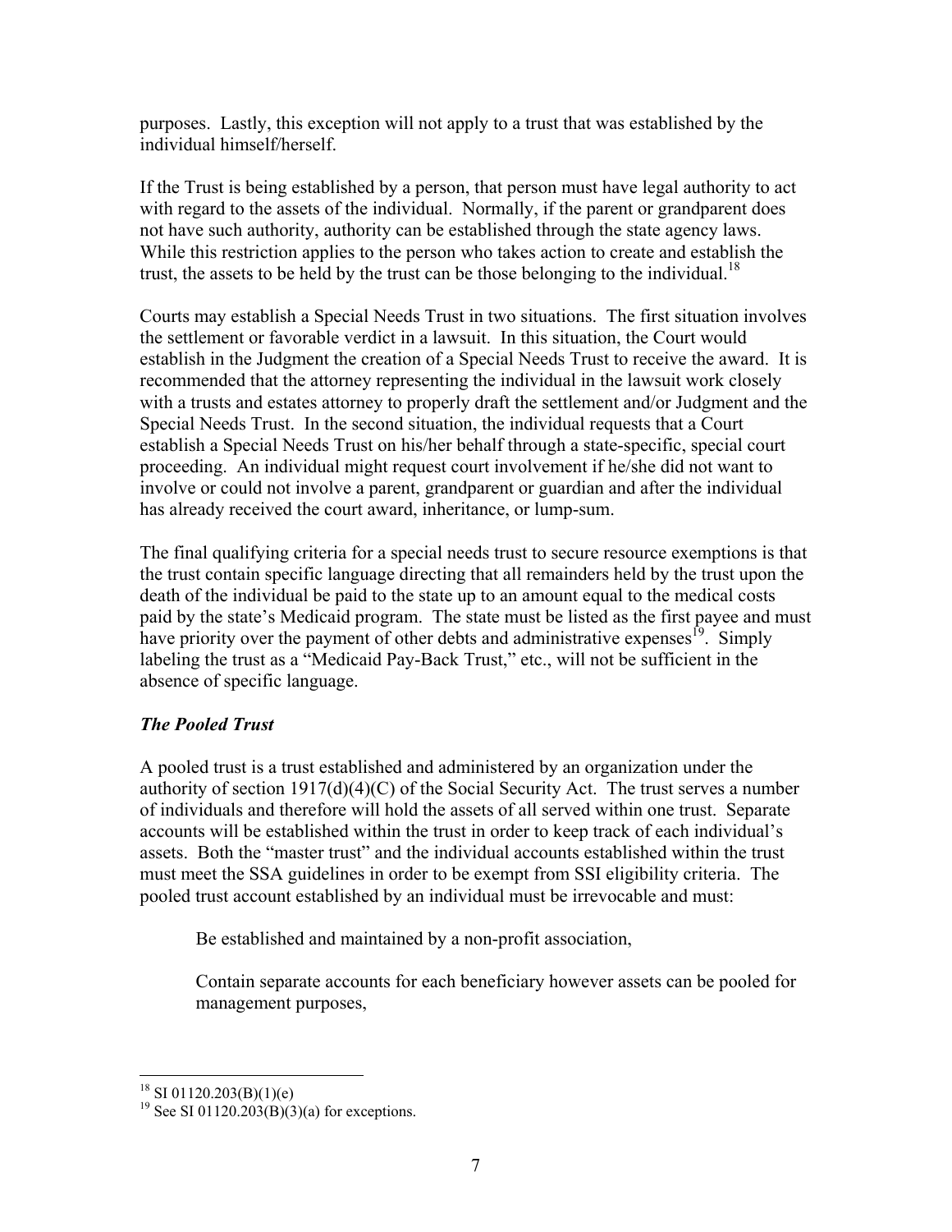purposes. Lastly, this exception will not apply to a trust that was established by the individual himself/herself.

If the Trust is being established by a person, that person must have legal authority to act with regard to the assets of the individual. Normally, if the parent or grandparent does not have such authority, authority can be established through the state agency laws. While this restriction applies to the person who takes action to create and establish the trust, the assets to be held by the trust can be those belonging to the individual.[18]

Courts may establish a Special Needs Trust in two situations. The first situation involves the settlement or favorable verdict in a lawsuit. In this situation, the Court would establish in the Judgment the creation of a Special Needs Trust to receive the award. It is recommended that the attorney representing the individual in the lawsuit work closely with a trusts and estates attorney to properly draft the settlement and/or Judgment and the Special Needs Trust. In the second situation, the individual requests that a Court establish a Special Needs Trust on his/her behalf through a state-specific, special court proceeding. An individual might request court involvement if he/she did not want to involve or could not involve a parent, grandparent or guardian and after the individual has already received the court award, inheritance, or lump-sum.

The final qualifying criteria for a special needs trust to secure resource exemptions is that the trust contain specific language directing that all remainders held by the trust upon the death of the individual be paid to the state up to an amount equal to the medical costs paid by the state's Medicaid program. The state must be listed as the first payee and must have priority over the payment of other debts and administrative expenses[19]. Simply labeling the trust as a "Medicaid Pay-Back Trust," etc., will not be sufficient in the absence of specific language.

### *The Pooled Trust*

A pooled trust is a trust established and administered by an organization under the authority of section 1917(d)(4)(C) of the Social Security Act. The trust serves a number of individuals and therefore will hold the assets of all served within one trust. Separate accounts will be established within the trust in order to keep track of each individual's assets. Both the "master trust" and the individual accounts established within the trust must meet the SSA guidelines in order to be exempt from SSI eligibility criteria. The pooled trust account established by an individual must be irrevocable and must:

Be established and maintained by a non-profit association,

Contain separate accounts for each beneficiary however assets can be pooled for management purposes,

---

[18] SI 01120.203(B)(1)(e)

[19] See SI 01120.203(B)(3)(a) for exceptions.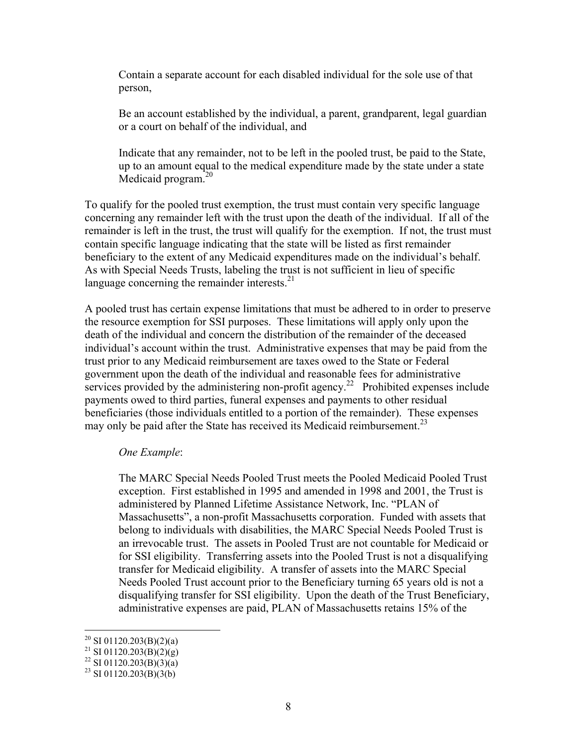Contain a separate account for each disabled individual for the sole use of that person,

Be an account established by the individual, a parent, grandparent, legal guardian or a court on behalf of the individual, and

Indicate that any remainder, not to be left in the pooled trust, be paid to the State, up to an amount equal to the medical expenditure made by the state under a state Medicaid program.[20]

To qualify for the pooled trust exemption, the trust must contain very specific language concerning any remainder left with the trust upon the death of the individual. If all of the remainder is left in the trust, the trust will qualify for the exemption. If not, the trust must contain specific language indicating that the state will be listed as first remainder beneficiary to the extent of any Medicaid expenditures made on the individual's behalf. As with Special Needs Trusts, labeling the trust is not sufficient in lieu of specific language concerning the remainder interests.[21]

A pooled trust has certain expense limitations that must be adhered to in order to preserve the resource exemption for SSI purposes. These limitations will apply only upon the death of the individual and concern the distribution of the remainder of the deceased individual's account within the trust. Administrative expenses that may be paid from the trust prior to any Medicaid reimbursement are taxes owed to the State or Federal government upon the death of the individual and reasonable fees for administrative services provided by the administering non-profit agency.[22] Prohibited expenses include payments owed to third parties, funeral expenses and payments to other residual beneficiaries (those individuals entitled to a portion of the remainder). These expenses may only be paid after the State has received its Medicaid reimbursement.[23]

*One Example*:

The MARC Special Needs Pooled Trust meets the Pooled Medicaid Pooled Trust exception. First established in 1995 and amended in 1998 and 2001, the Trust is administered by Planned Lifetime Assistance Network, Inc. "PLAN of Massachusetts", a non-profit Massachusetts corporation. Funded with assets that belong to individuals with disabilities, the MARC Special Needs Pooled Trust is an irrevocable trust. The assets in Pooled Trust are not countable for Medicaid or for SSI eligibility. Transferring assets into the Pooled Trust is not a disqualifying transfer for Medicaid eligibility. A transfer of assets into the MARC Special Needs Pooled Trust account prior to the Beneficiary turning 65 years old is not a disqualifying transfer for SSI eligibility. Upon the death of the Trust Beneficiary, administrative expenses are paid, PLAN of Massachusetts retains 15% of the

---

[20] SI 01120.203(B)(2)(a)

[21] SI 01120.203(B)(2)(g)

[22] SI 01120.203(B)(3)(a)

[23] SI 01120.203(B)(3(b)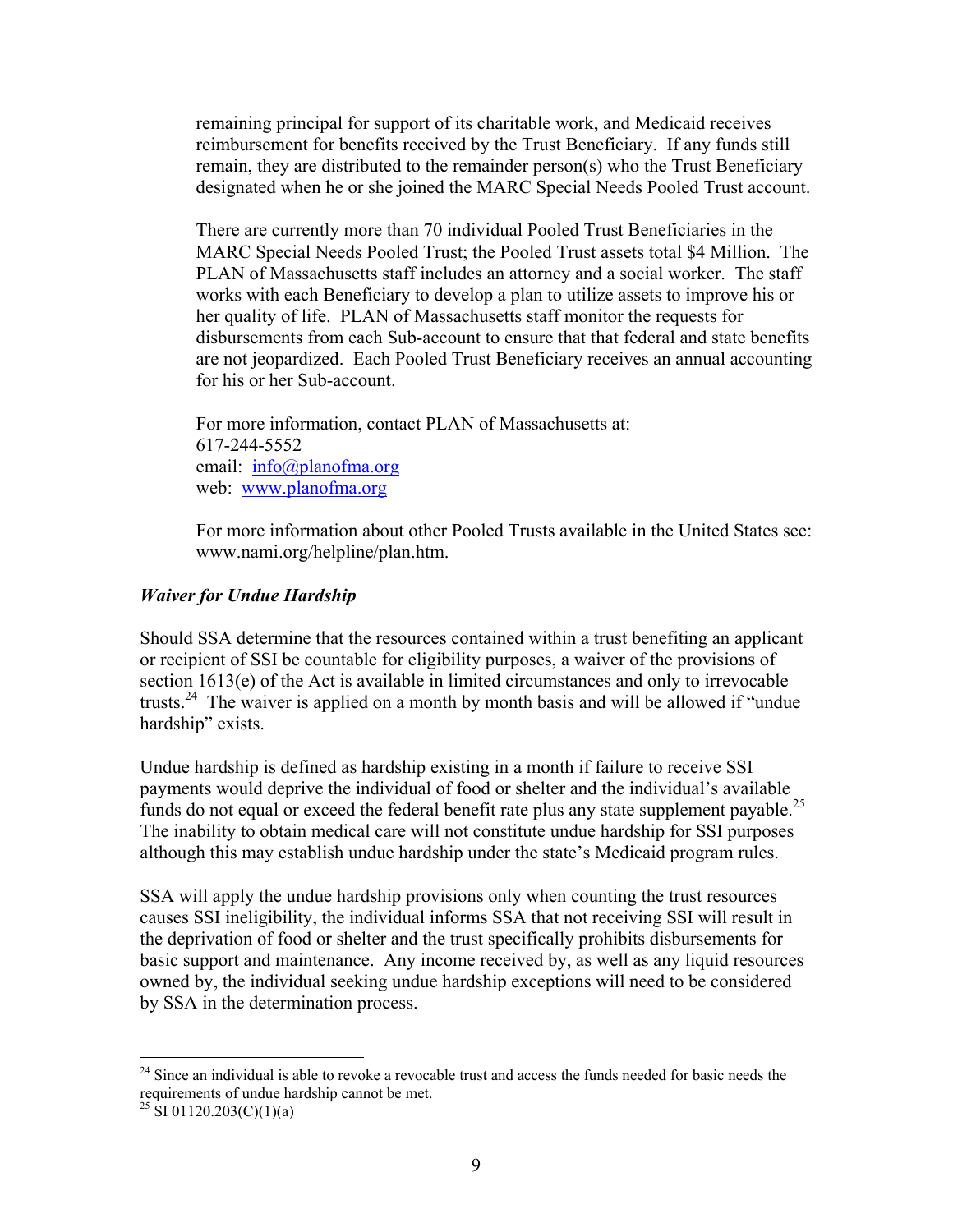remaining principal for support of its charitable work, and Medicaid receives reimbursement for benefits received by the Trust Beneficiary. If any funds still remain, they are distributed to the remainder person(s) who the Trust Beneficiary designated when he or she joined the MARC Special Needs Pooled Trust account.

There are currently more than 70 individual Pooled Trust Beneficiaries in the MARC Special Needs Pooled Trust; the Pooled Trust assets total $4 Million. The PLAN of Massachusetts staff includes an attorney and a social worker. The staff works with each Beneficiary to develop a plan to utilize assets to improve his or her quality of life. PLAN of Massachusetts staff monitor the requests for disbursements from each Sub-account to ensure that that federal and state benefits are not jeopardized. Each Pooled Trust Beneficiary receives an annual accounting for his or her Sub-account.

For more information, contact PLAN of Massachusetts at:
617-244-5552
email: [info@planofma.org](mailto:info@planofma.org)
web: [www.planofma.org](http://www.planofma.org)

For more information about other Pooled Trusts available in the United States see: www.nami.org/helpline/plan.htm.

### *Waiver for Undue Hardship*

Should SSA determine that the resources contained within a trust benefiting an applicant or recipient of SSI be countable for eligibility purposes, a waiver of the provisions of section 1613(e) of the Act is available in limited circumstances and only to irrevocable trusts.[24] The waiver is applied on a month by month basis and will be allowed if "undue hardship" exists.

Undue hardship is defined as hardship existing in a month if failure to receive SSI payments would deprive the individual of food or shelter and the individual's available funds do not equal or exceed the federal benefit rate plus any state supplement payable.[25] The inability to obtain medical care will not constitute undue hardship for SSI purposes although this may establish undue hardship under the state's Medicaid program rules.

SSA will apply the undue hardship provisions only when counting the trust resources causes SSI ineligibility, the individual informs SSA that not receiving SSI will result in the deprivation of food or shelter and the trust specifically prohibits disbursements for basic support and maintenance. Any income received by, as well as any liquid resources owned by, the individual seeking undue hardship exceptions will need to be considered by SSA in the determination process.

---

[24] Since an individual is able to revoke a revocable trust and access the funds needed for basic needs the requirements of undue hardship cannot be met.

[25] SI 01120.203(C)(1)(a)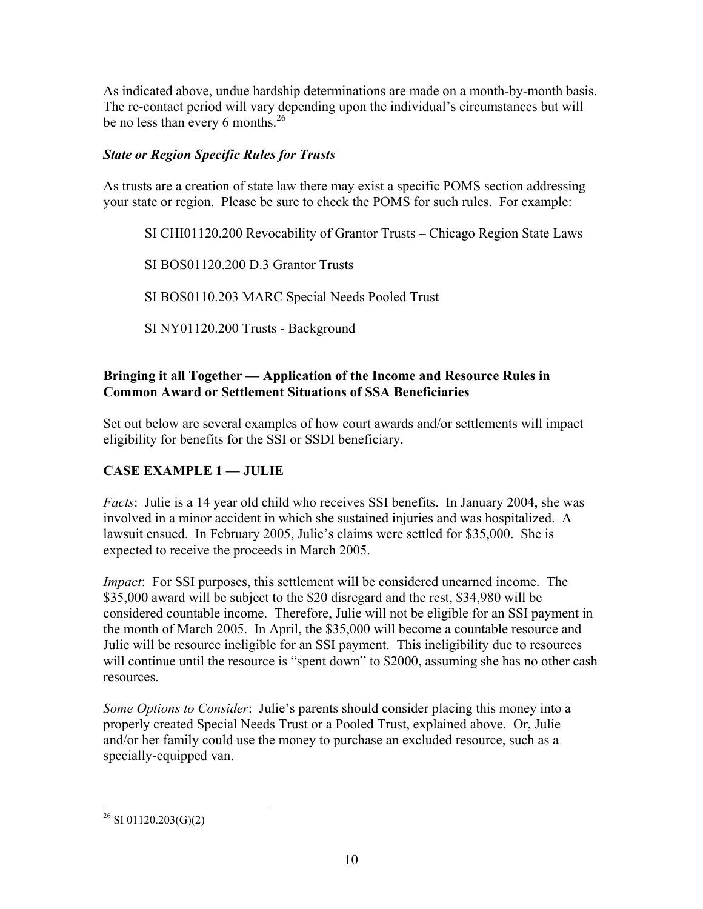As indicated above, undue hardship determinations are made on a month-by-month basis. The re-contact period will vary depending upon the individual's circumstances but will be no less than every 6 months.[26]

### *State or Region Specific Rules for Trusts*

As trusts are a creation of state law there may exist a specific POMS section addressing your state or region. Please be sure to check the POMS for such rules. For example:

SI CHI01120.200 Revocability of Grantor Trusts – Chicago Region State Laws

SI BOS01120.200 D.3 Grantor Trusts

SI BOS0110.203 MARC Special Needs Pooled Trust

SI NY01120.200 Trusts - Background

## Bringing it all Together — Application of the Income and Resource Rules in Common Award or Settlement Situations of SSA Beneficiaries

Set out below are several examples of how court awards and/or settlements will impact eligibility for benefits for the SSI or SSDI beneficiary.

### CASE EXAMPLE 1 — JULIE

*Facts*: Julie is a 14 year old child who receives SSI benefits. In January 2004, she was involved in a minor accident in which she sustained injuries and was hospitalized. A lawsuit ensued. In February 2005, Julie's claims were settled for $35,000. She is expected to receive the proceeds in March 2005.

*Impact*: For SSI purposes, this settlement will be considered unearned income. The $35,000 award will be subject to the $20 disregard and the rest, $34,980 will be considered countable income. Therefore, Julie will not be eligible for an SSI payment in the month of March 2005. In April, the $35,000 will become a countable resource and Julie will be resource ineligible for an SSI payment. This ineligibility due to resources will continue until the resource is "spent down" to $2000, assuming she has no other cash resources.

*Some Options to Consider*: Julie's parents should consider placing this money into a properly created Special Needs Trust or a Pooled Trust, explained above. Or, Julie and/or her family could use the money to purchase an excluded resource, such as a specially-equipped van.

---

[26] SI 01120.203(G)(2)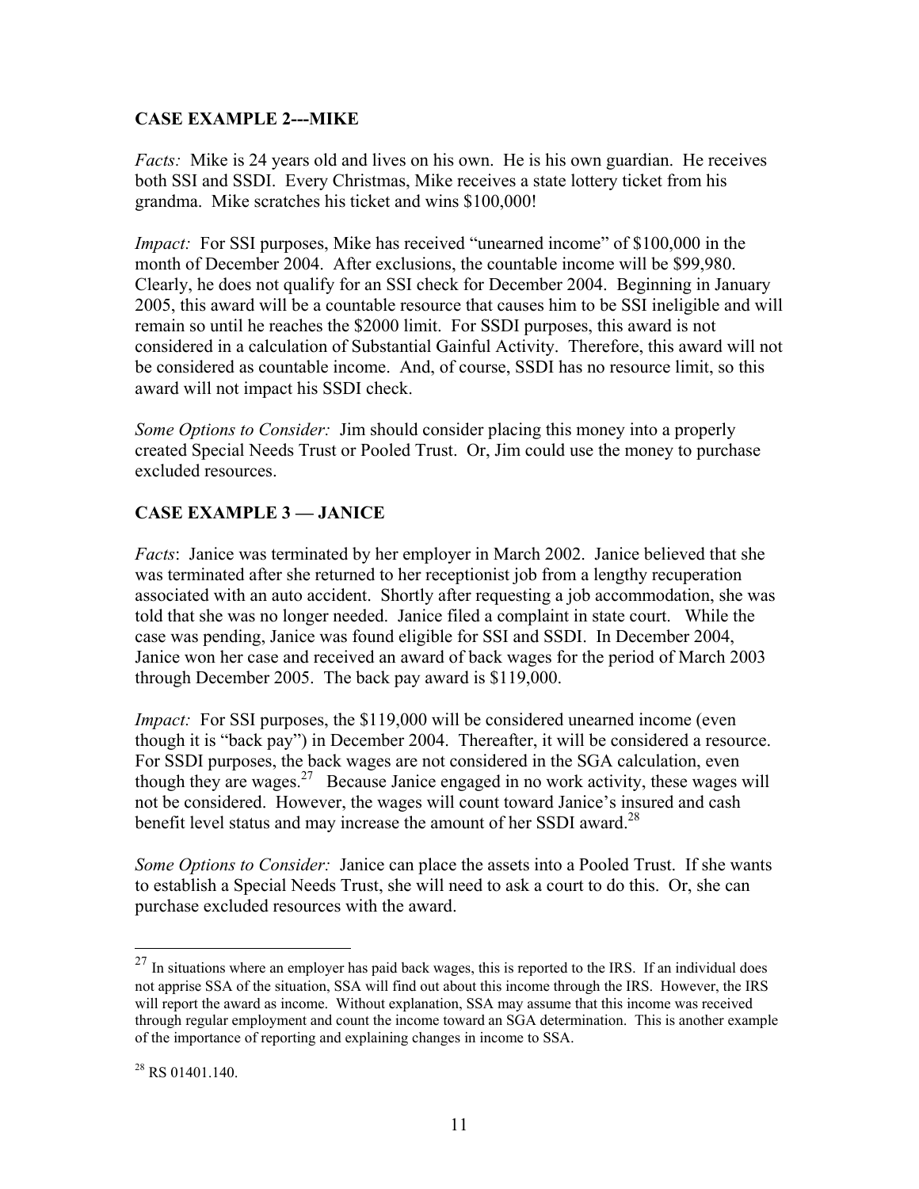### CASE EXAMPLE 2---MIKE

*Facts:* Mike is 24 years old and lives on his own. He is his own guardian. He receives both SSI and SSDI. Every Christmas, Mike receives a state lottery ticket from his grandma. Mike scratches his ticket and wins $100,000!

*Impact:* For SSI purposes, Mike has received "unearned income" of $100,000 in the month of December 2004. After exclusions, the countable income will be $99,980. Clearly, he does not qualify for an SSI check for December 2004. Beginning in January 2005, this award will be a countable resource that causes him to be SSI ineligible and will remain so until he reaches the $2000 limit. For SSDI purposes, this award is not considered in a calculation of Substantial Gainful Activity. Therefore, this award will not be considered as countable income. And, of course, SSDI has no resource limit, so this award will not impact his SSDI check.

*Some Options to Consider:* Jim should consider placing this money into a properly created Special Needs Trust or Pooled Trust. Or, Jim could use the money to purchase excluded resources.

### CASE EXAMPLE 3 — JANICE

*Facts*: Janice was terminated by her employer in March 2002. Janice believed that she was terminated after she returned to her receptionist job from a lengthy recuperation associated with an auto accident. Shortly after requesting a job accommodation, she was told that she was no longer needed. Janice filed a complaint in state court. While the case was pending, Janice was found eligible for SSI and SSDI. In December 2004, Janice won her case and received an award of back wages for the period of March 2003 through December 2005. The back pay award is $119,000.

*Impact:* For SSI purposes, the $119,000 will be considered unearned income (even though it is "back pay") in December 2004. Thereafter, it will be considered a resource. For SSDI purposes, the back wages are not considered in the SGA calculation, even though they are wages.[27] Because Janice engaged in no work activity, these wages will not be considered. However, the wages will count toward Janice's insured and cash benefit level status and may increase the amount of her SSDI award.[28]

*Some Options to Consider:* Janice can place the assets into a Pooled Trust. If she wants to establish a Special Needs Trust, she will need to ask a court to do this. Or, she can purchase excluded resources with the award.

---

[27] In situations where an employer has paid back wages, this is reported to the IRS. If an individual does not apprise SSA of the situation, SSA will find out about this income through the IRS. However, the IRS will report the award as income. Without explanation, SSA may assume that this income was received through regular employment and count the income toward an SGA determination. This is another example of the importance of reporting and explaining changes in income to SSA.

[28] RS 01401.140.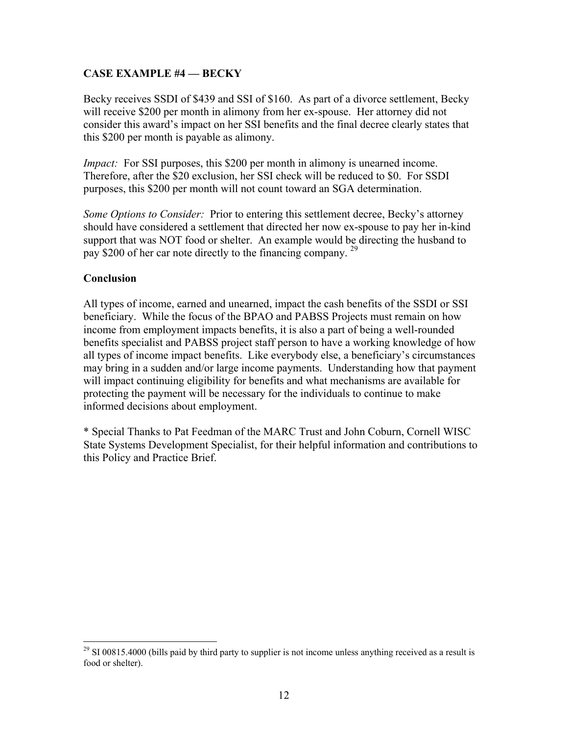**CASE EXAMPLE #4 — BECKY**

Becky receives SSDI of $439 and SSI of $160. As part of a divorce settlement, Becky will receive $200 per month in alimony from her ex-spouse. Her attorney did not consider this award's impact on her SSI benefits and the final decree clearly states that this $200 per month is payable as alimony.

*Impact:* For SSI purposes, this $200 per month in alimony is unearned income. Therefore, after the $20 exclusion, her SSI check will be reduced to $0. For SSDI purposes, this $200 per month will not count toward an SGA determination.

*Some Options to Consider:* Prior to entering this settlement decree, Becky's attorney should have considered a settlement that directed her now ex-spouse to pay her in-kind support that was NOT food or shelter. An example would be directing the husband to pay $200 of her car note directly to the financing company. [29]

**Conclusion**

All types of income, earned and unearned, impact the cash benefits of the SSDI or SSI beneficiary. While the focus of the BPAO and PABSS Projects must remain on how income from employment impacts benefits, it is also a part of being a well-rounded benefits specialist and PABSS project staff person to have a working knowledge of how all types of income impact benefits. Like everybody else, a beneficiary's circumstances may bring in a sudden and/or large income payments. Understanding how that payment will impact continuing eligibility for benefits and what mechanisms are available for protecting the payment will be necessary for the individuals to continue to make informed decisions about employment.

* Special Thanks to Pat Feedman of the MARC Trust and John Coburn, Cornell WISC State Systems Development Specialist, for their helpful information and contributions to this Policy and Practice Brief.

---

[29] SI 00815.4000 (bills paid by third party to supplier is not income unless anything received as a result is food or shelter).